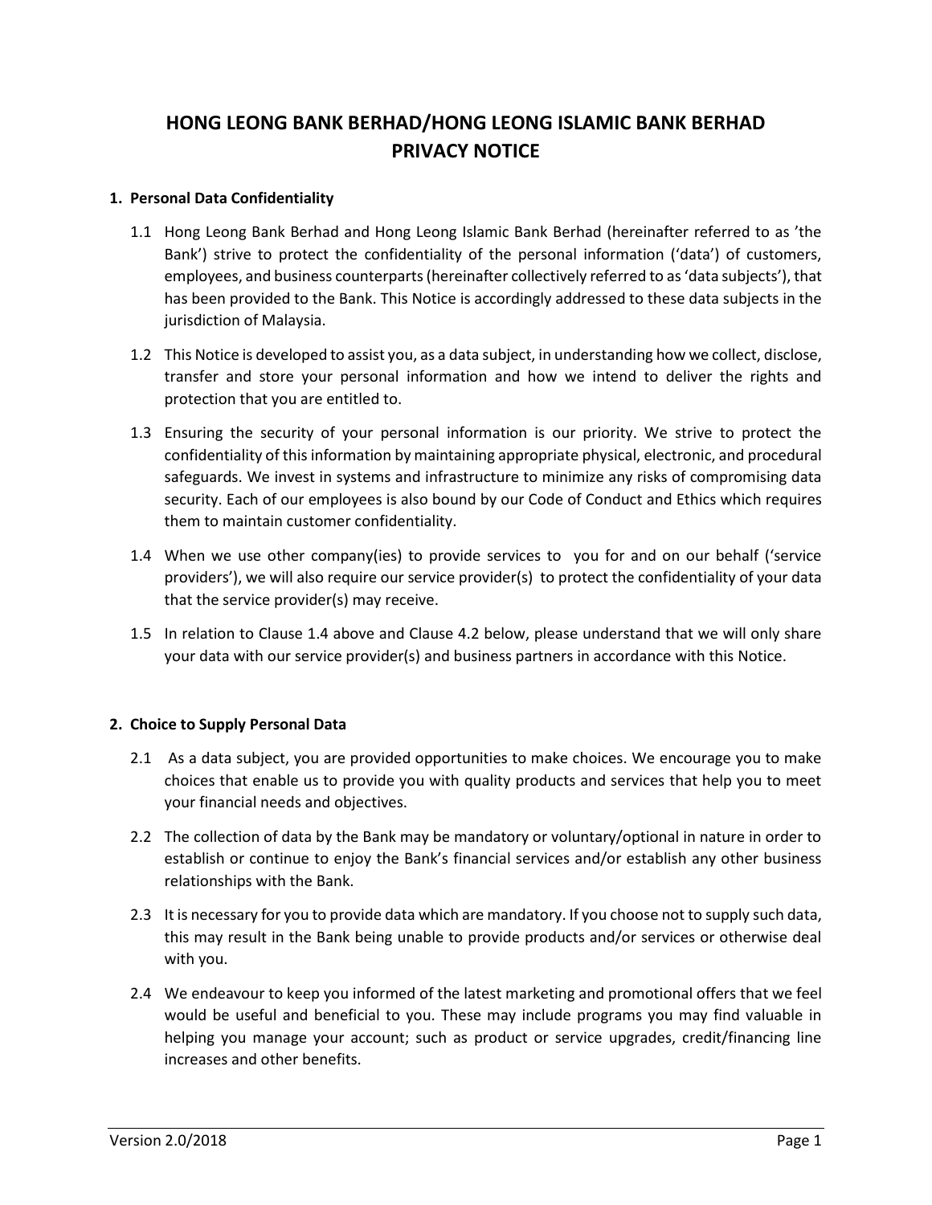# HONG LEONG BANK BERHAD/HONG LEONG ISLAMIC BANK BERHAD PRIVACY NOTICE

## 1. Personal Data Confidentiality

1.1 Hong Leong Bank Berhad and Hong Leong Islamic Bank Berhad (hereinafter referred to as 'the Bank') strive to protect the confidentiality of the personal information ('data') of customers, employees, and business counterparts (hereinafter collectively referred to as 'data subjects'), that has been provided to the Bank. This Notice is accordingly addressed to these data subjects in the jurisdiction of Malaysia.

1.2 This Notice is developed to assist you, as a data subject, in understanding how we collect, disclose, transfer and store your personal information and how we intend to deliver the rights and protection that you are entitled to.

1.3 Ensuring the security of your personal information is our priority. We strive to protect the confidentiality of this information by maintaining appropriate physical, electronic, and procedural safeguards. We invest in systems and infrastructure to minimize any risks of compromising data security. Each of our employees is also bound by our Code of Conduct and Ethics which requires them to maintain customer confidentiality.

1.4 When we use other company(ies) to provide services to you for and on our behalf ('service providers'), we will also require our service provider(s) to protect the confidentiality of your data that the service provider(s) may receive.

1.5 In relation to Clause 1.4 above and Clause 4.2 below, please understand that we will only share your data with our service provider(s) and business partners in accordance with this Notice.

## 2. Choice to Supply Personal Data

2.1 As a data subject, you are provided opportunities to make choices. We encourage you to make choices that enable us to provide you with quality products and services that help you to meet your financial needs and objectives.

2.2 The collection of data by the Bank may be mandatory or voluntary/optional in nature in order to establish or continue to enjoy the Bank's financial services and/or establish any other business relationships with the Bank.

2.3 It is necessary for you to provide data which are mandatory. If you choose not to supply such data, this may result in the Bank being unable to provide products and/or services or otherwise deal with you.

2.4 We endeavour to keep you informed of the latest marketing and promotional offers that we feel would be useful and beneficial to you. These may include programs you may find valuable in helping you manage your account; such as product or service upgrades, credit/financing line increases and other benefits.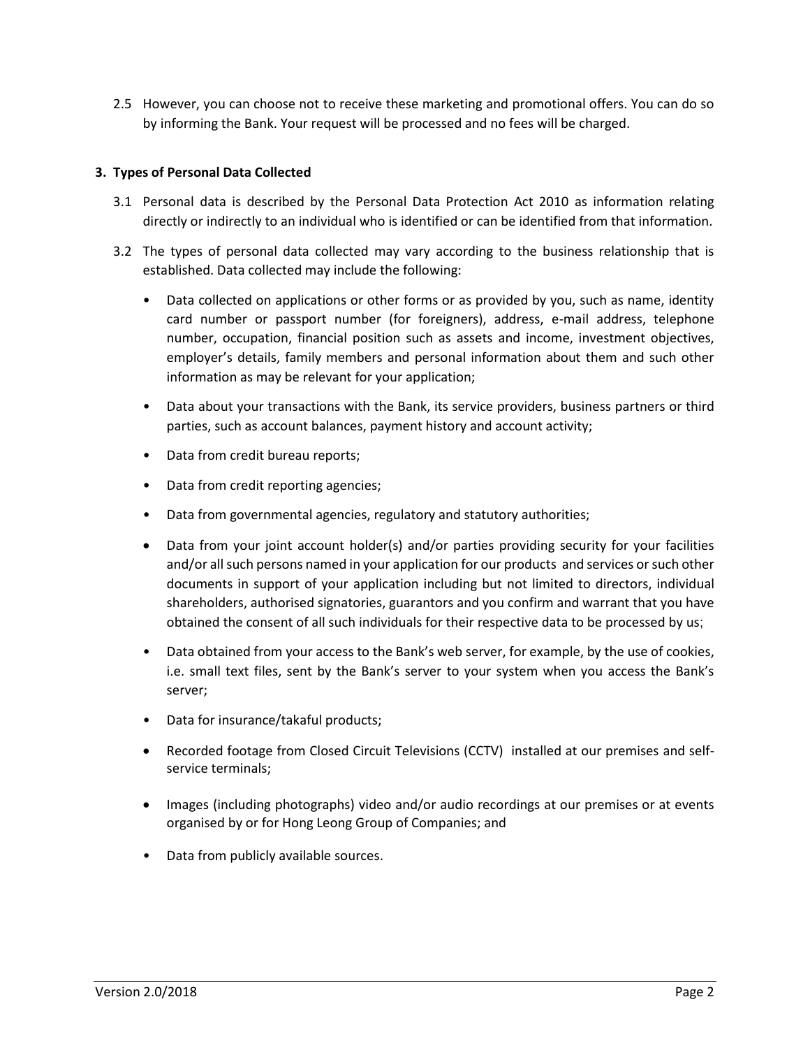2.5 However, you can choose not to receive these marketing and promotional offers. You can do so by informing the Bank. Your request will be processed and no fees will be charged.

**3. Types of Personal Data Collected**

3.1 Personal data is described by the Personal Data Protection Act 2010 as information relating directly or indirectly to an individual who is identified or can be identified from that information.

3.2 The types of personal data collected may vary according to the business relationship that is established. Data collected may include the following:

- Data collected on applications or other forms or as provided by you, such as name, identity card number or passport number (for foreigners), address, e-mail address, telephone number, occupation, financial position such as assets and income, investment objectives, employer's details, family members and personal information about them and such other information as may be relevant for your application;
- Data about your transactions with the Bank, its service providers, business partners or third parties, such as account balances, payment history and account activity;
- Data from credit bureau reports;
- Data from credit reporting agencies;
- Data from governmental agencies, regulatory and statutory authorities;
- Data from your joint account holder(s) and/or parties providing security for your facilities and/or all such persons named in your application for our products and services or such other documents in support of your application including but not limited to directors, individual shareholders, authorised signatories, guarantors and you confirm and warrant that you have obtained the consent of all such individuals for their respective data to be processed by us;
- Data obtained from your access to the Bank's web server, for example, by the use of cookies, i.e. small text files, sent by the Bank's server to your system when you access the Bank's server;
- Data for insurance/takaful products;
- Recorded footage from Closed Circuit Televisions (CCTV) installed at our premises and self-service terminals;
- Images (including photographs) video and/or audio recordings at our premises or at events organised by or for Hong Leong Group of Companies; and
- Data from publicly available sources.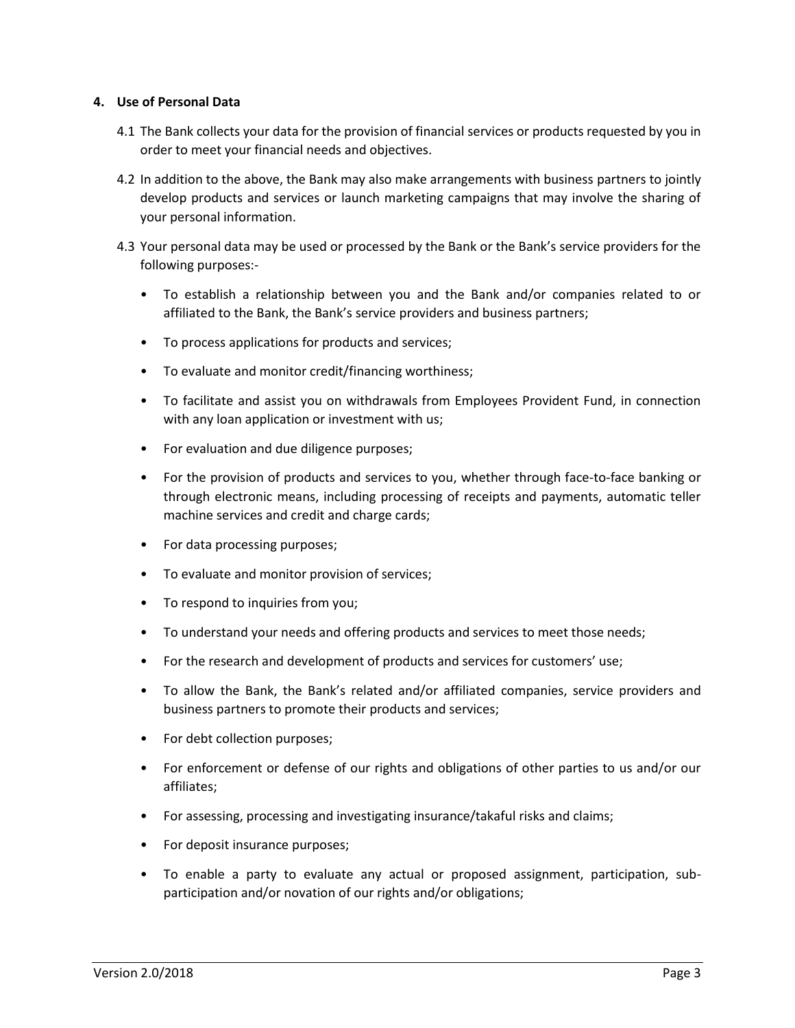## 4. Use of Personal Data

4.1 The Bank collects your data for the provision of financial services or products requested by you in order to meet your financial needs and objectives.

4.2 In addition to the above, the Bank may also make arrangements with business partners to jointly develop products and services or launch marketing campaigns that may involve the sharing of your personal information.

4.3 Your personal data may be used or processed by the Bank or the Bank's service providers for the following purposes:-

- To establish a relationship between you and the Bank and/or companies related to or affiliated to the Bank, the Bank's service providers and business partners;
- To process applications for products and services;
- To evaluate and monitor credit/financing worthiness;
- To facilitate and assist you on withdrawals from Employees Provident Fund, in connection with any loan application or investment with us;
- For evaluation and due diligence purposes;
- For the provision of products and services to you, whether through face-to-face banking or through electronic means, including processing of receipts and payments, automatic teller machine services and credit and charge cards;
- For data processing purposes;
- To evaluate and monitor provision of services;
- To respond to inquiries from you;
- To understand your needs and offering products and services to meet those needs;
- For the research and development of products and services for customers' use;
- To allow the Bank, the Bank's related and/or affiliated companies, service providers and business partners to promote their products and services;
- For debt collection purposes;
- For enforcement or defense of our rights and obligations of other parties to us and/or our affiliates;
- For assessing, processing and investigating insurance/takaful risks and claims;
- For deposit insurance purposes;
- To enable a party to evaluate any actual or proposed assignment, participation, sub-participation and/or novation of our rights and/or obligations;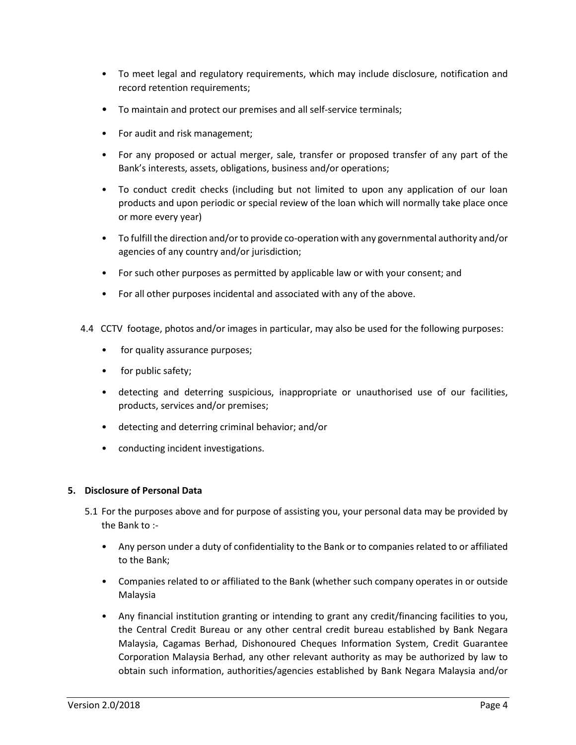- To meet legal and regulatory requirements, which may include disclosure, notification and record retention requirements;
- To maintain and protect our premises and all self-service terminals;
- For audit and risk management;
- For any proposed or actual merger, sale, transfer or proposed transfer of any part of the Bank's interests, assets, obligations, business and/or operations;
- To conduct credit checks (including but not limited to upon any application of our loan products and upon periodic or special review of the loan which will normally take place once or more every year)
- To fulfill the direction and/or to provide co-operation with any governmental authority and/or agencies of any country and/or jurisdiction;
- For such other purposes as permitted by applicable law or with your consent; and
- For all other purposes incidental and associated with any of the above.

4.4 CCTV footage, photos and/or images in particular, may also be used for the following purposes:

- for quality assurance purposes;
- for public safety;
- detecting and deterring suspicious, inappropriate or unauthorised use of our facilities, products, services and/or premises;
- detecting and deterring criminal behavior; and/or
- conducting incident investigations.

**5. Disclosure of Personal Data**

5.1 For the purposes above and for purpose of assisting you, your personal data may be provided by the Bank to :-

- Any person under a duty of confidentiality to the Bank or to companies related to or affiliated to the Bank;
- Companies related to or affiliated to the Bank (whether such company operates in or outside Malaysia
- Any financial institution granting or intending to grant any credit/financing facilities to you, the Central Credit Bureau or any other central credit bureau established by Bank Negara Malaysia, Cagamas Berhad, Dishonoured Cheques Information System, Credit Guarantee Corporation Malaysia Berhad, any other relevant authority as may be authorized by law to obtain such information, authorities/agencies established by Bank Negara Malaysia and/or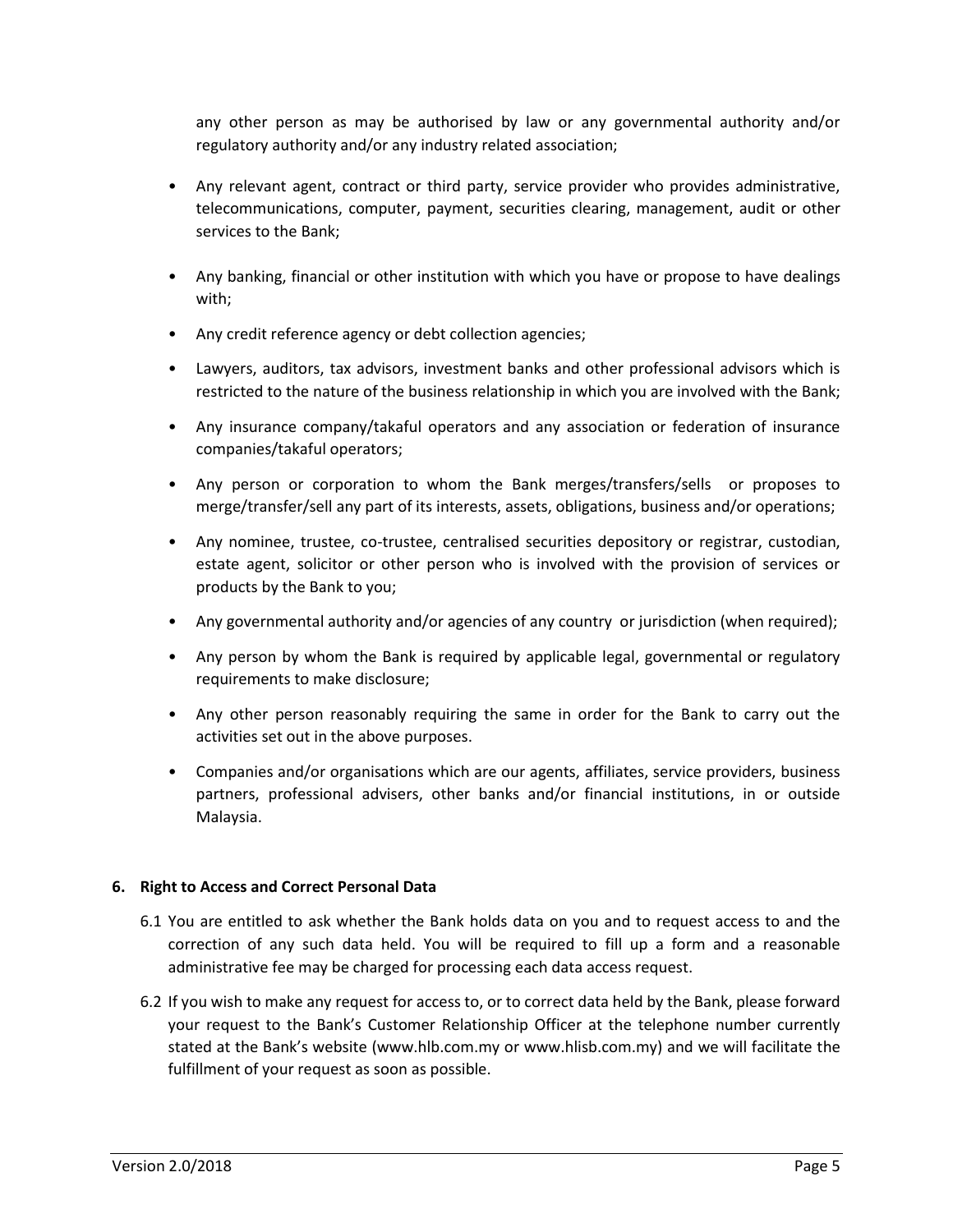any other person as may be authorised by law or any governmental authority and/or regulatory authority and/or any industry related association;

- Any relevant agent, contract or third party, service provider who provides administrative, telecommunications, computer, payment, securities clearing, management, audit or other services to the Bank;
- Any banking, financial or other institution with which you have or propose to have dealings with;
- Any credit reference agency or debt collection agencies;
- Lawyers, auditors, tax advisors, investment banks and other professional advisors which is restricted to the nature of the business relationship in which you are involved with the Bank;
- Any insurance company/takaful operators and any association or federation of insurance companies/takaful operators;
- Any person or corporation to whom the Bank merges/transfers/sells or proposes to merge/transfer/sell any part of its interests, assets, obligations, business and/or operations;
- Any nominee, trustee, co-trustee, centralised securities depository or registrar, custodian, estate agent, solicitor or other person who is involved with the provision of services or products by the Bank to you;
- Any governmental authority and/or agencies of any country or jurisdiction (when required);
- Any person by whom the Bank is required by applicable legal, governmental or regulatory requirements to make disclosure;
- Any other person reasonably requiring the same in order for the Bank to carry out the activities set out in the above purposes.
- Companies and/or organisations which are our agents, affiliates, service providers, business partners, professional advisers, other banks and/or financial institutions, in or outside Malaysia.

**6. Right to Access and Correct Personal Data**

6.1 You are entitled to ask whether the Bank holds data on you and to request access to and the correction of any such data held. You will be required to fill up a form and a reasonable administrative fee may be charged for processing each data access request.

6.2 If you wish to make any request for access to, or to correct data held by the Bank, please forward your request to the Bank's Customer Relationship Officer at the telephone number currently stated at the Bank's website (www.hlb.com.my or www.hlisb.com.my) and we will facilitate the fulfillment of your request as soon as possible.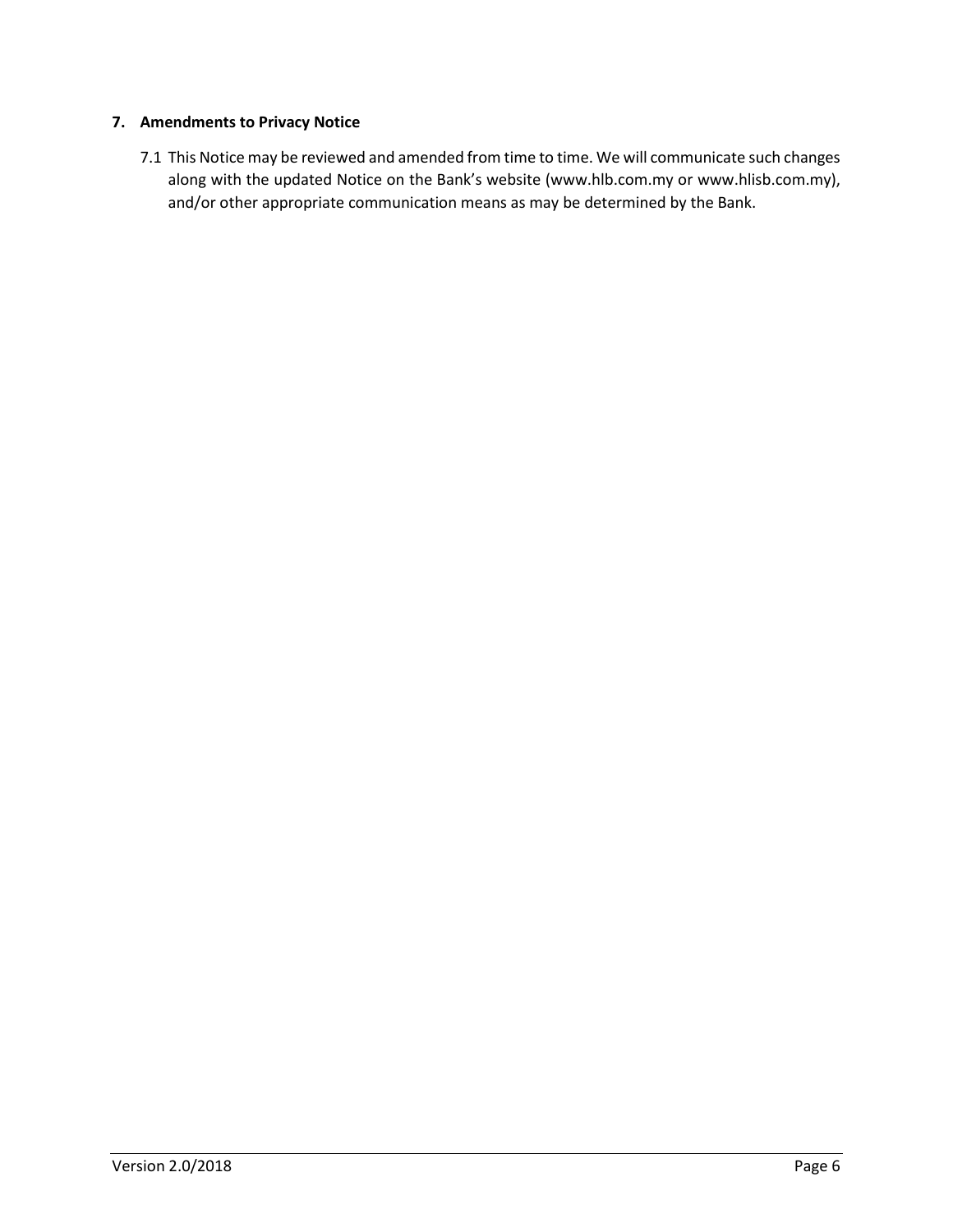## 7. Amendments to Privacy Notice

7.1 This Notice may be reviewed and amended from time to time. We will communicate such changes along with the updated Notice on the Bank's website (www.hlb.com.my or www.hlisb.com.my), and/or other appropriate communication means as may be determined by the Bank.